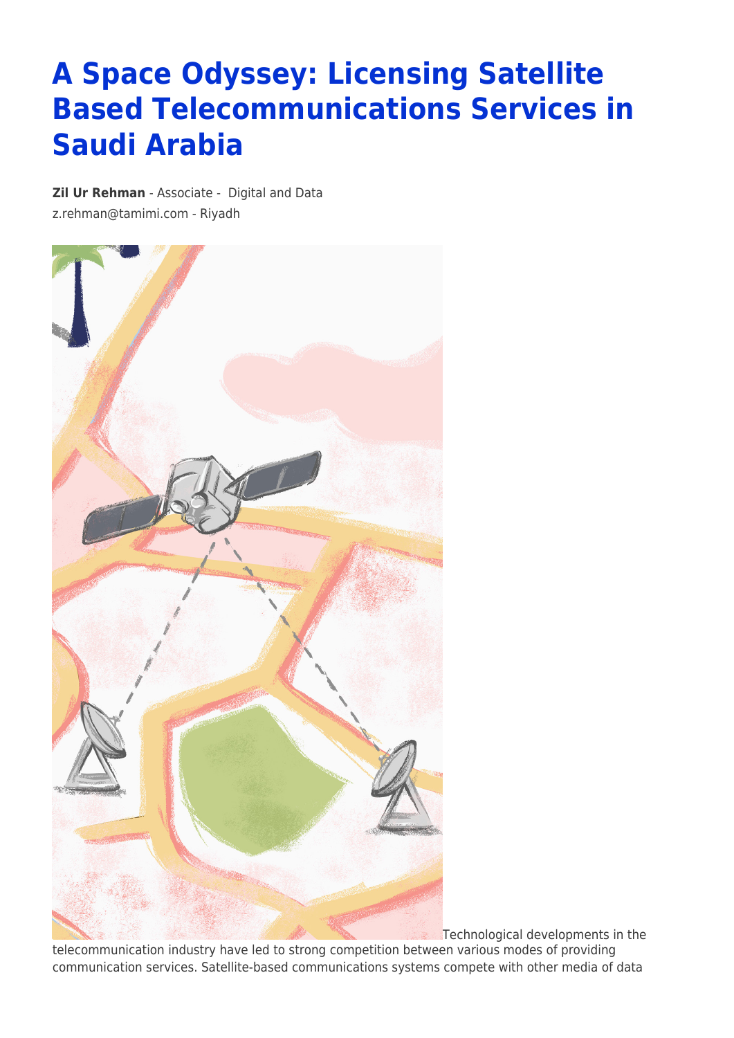# A Space Odyssey: Licensing Satellite Based Telecommunications Services in Saudi Arabia

**Zil Ur Rehman** - Associate - Digital and Data
z.rehman@tamimi.com - Riyadh

Technological developments in the telecommunication industry have led to strong competition between various modes of providing communication services. Satellite-based communications systems compete with other media of data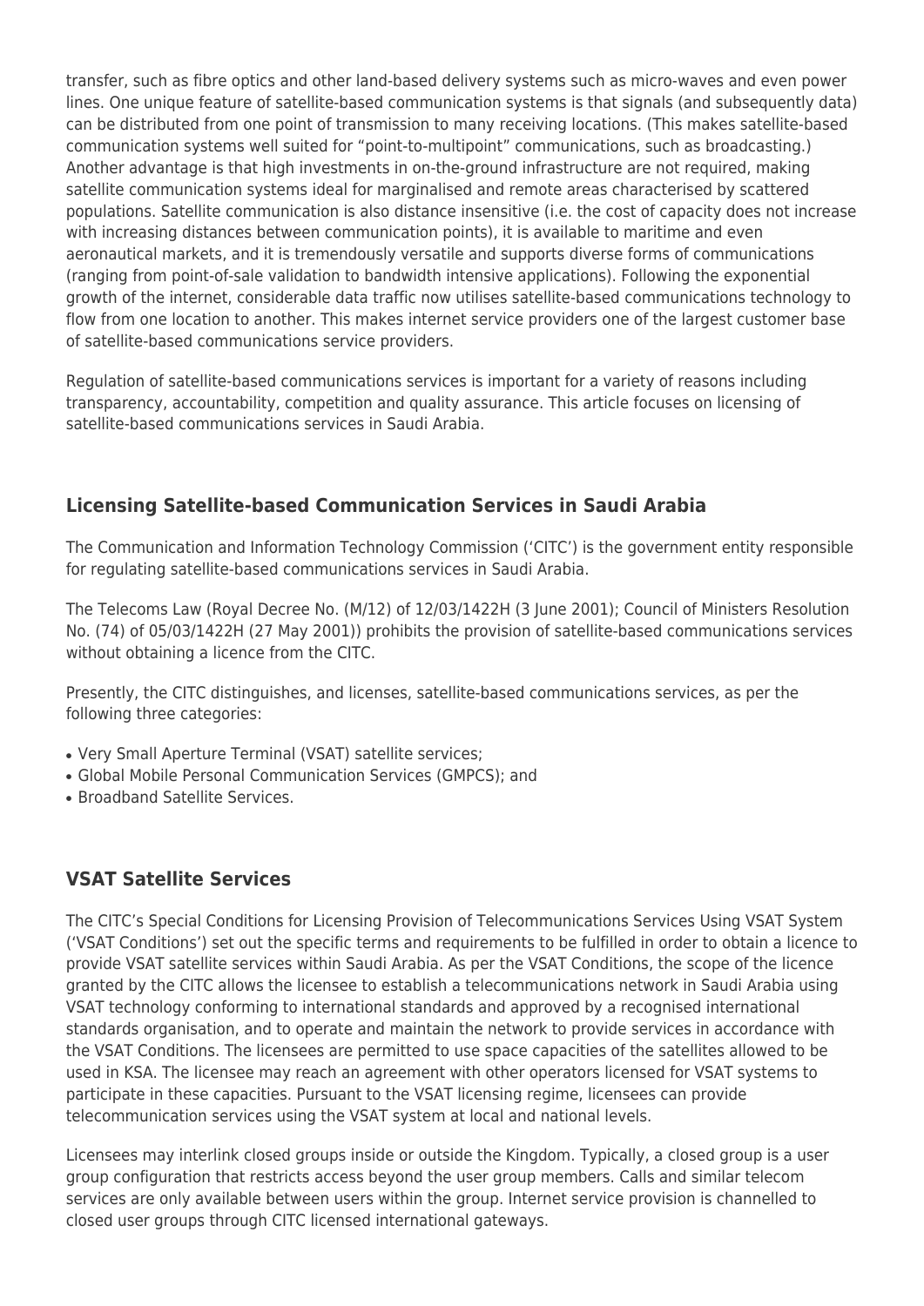transfer, such as fibre optics and other land-based delivery systems such as micro-waves and even power lines. One unique feature of satellite-based communication systems is that signals (and subsequently data) can be distributed from one point of transmission to many receiving locations. (This makes satellite-based communication systems well suited for "point-to-multipoint" communications, such as broadcasting.) Another advantage is that high investments in on-the-ground infrastructure are not required, making satellite communication systems ideal for marginalised and remote areas characterised by scattered populations. Satellite communication is also distance insensitive (i.e. the cost of capacity does not increase with increasing distances between communication points), it is available to maritime and even aeronautical markets, and it is tremendously versatile and supports diverse forms of communications (ranging from point-of-sale validation to bandwidth intensive applications). Following the exponential growth of the internet, considerable data traffic now utilises satellite-based communications technology to flow from one location to another. This makes internet service providers one of the largest customer base of satellite-based communications service providers.

Regulation of satellite-based communications services is important for a variety of reasons including transparency, accountability, competition and quality assurance. This article focuses on licensing of satellite-based communications services in Saudi Arabia.

## Licensing Satellite-based Communication Services in Saudi Arabia

The Communication and Information Technology Commission ('CITC') is the government entity responsible for regulating satellite-based communications services in Saudi Arabia.

The Telecoms Law (Royal Decree No. (M/12) of 12/03/1422H (3 June 2001); Council of Ministers Resolution No. (74) of 05/03/1422H (27 May 2001)) prohibits the provision of satellite-based communications services without obtaining a licence from the CITC.

Presently, the CITC distinguishes, and licenses, satellite-based communications services, as per the following three categories:

- Very Small Aperture Terminal (VSAT) satellite services;
- Global Mobile Personal Communication Services (GMPCS); and
- Broadband Satellite Services.

## VSAT Satellite Services

The CITC's Special Conditions for Licensing Provision of Telecommunications Services Using VSAT System ('VSAT Conditions') set out the specific terms and requirements to be fulfilled in order to obtain a licence to provide VSAT satellite services within Saudi Arabia. As per the VSAT Conditions, the scope of the licence granted by the CITC allows the licensee to establish a telecommunications network in Saudi Arabia using VSAT technology conforming to international standards and approved by a recognised international standards organisation, and to operate and maintain the network to provide services in accordance with the VSAT Conditions. The licensees are permitted to use space capacities of the satellites allowed to be used in KSA. The licensee may reach an agreement with other operators licensed for VSAT systems to participate in these capacities. Pursuant to the VSAT licensing regime, licensees can provide telecommunication services using the VSAT system at local and national levels.

Licensees may interlink closed groups inside or outside the Kingdom. Typically, a closed group is a user group configuration that restricts access beyond the user group members. Calls and similar telecom services are only available between users within the group. Internet service provision is channelled to closed user groups through CITC licensed international gateways.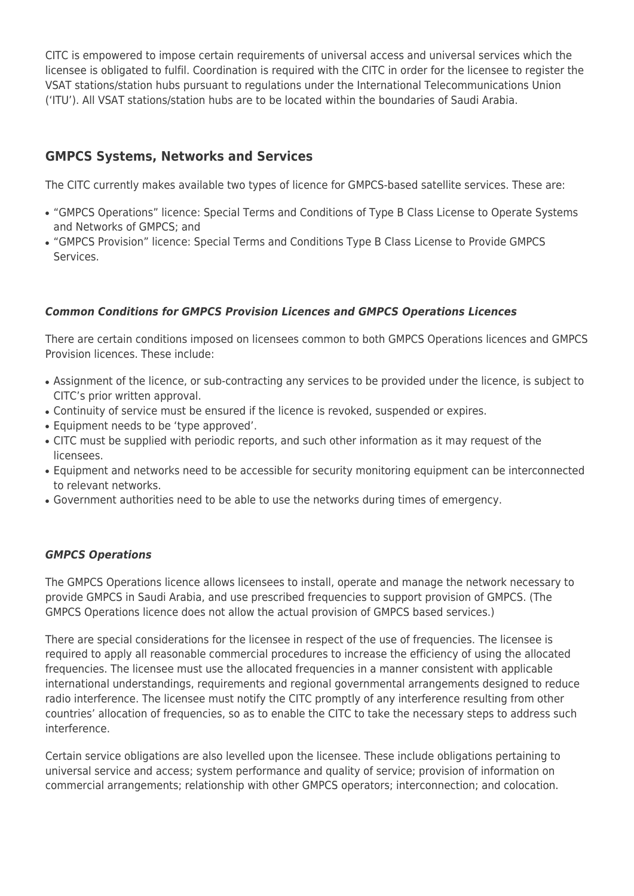CITC is empowered to impose certain requirements of universal access and universal services which the licensee is obligated to fulfil. Coordination is required with the CITC in order for the licensee to register the VSAT stations/station hubs pursuant to regulations under the International Telecommunications Union ('ITU'). All VSAT stations/station hubs are to be located within the boundaries of Saudi Arabia.

## GMPCS Systems, Networks and Services

The CITC currently makes available two types of licence for GMPCS-based satellite services. These are:

- "GMPCS Operations" licence: Special Terms and Conditions of Type B Class License to Operate Systems and Networks of GMPCS; and
- "GMPCS Provision" licence: Special Terms and Conditions Type B Class License to Provide GMPCS Services.

### *Common Conditions for GMPCS Provision Licences and GMPCS Operations Licences*

There are certain conditions imposed on licensees common to both GMPCS Operations licences and GMPCS Provision licences. These include:

- Assignment of the licence, or sub-contracting any services to be provided under the licence, is subject to CITC's prior written approval.
- Continuity of service must be ensured if the licence is revoked, suspended or expires.
- Equipment needs to be 'type approved'.
- CITC must be supplied with periodic reports, and such other information as it may request of the licensees.
- Equipment and networks need to be accessible for security monitoring equipment can be interconnected to relevant networks.
- Government authorities need to be able to use the networks during times of emergency.

### *GMPCS Operations*

The GMPCS Operations licence allows licensees to install, operate and manage the network necessary to provide GMPCS in Saudi Arabia, and use prescribed frequencies to support provision of GMPCS. (The GMPCS Operations licence does not allow the actual provision of GMPCS based services.)

There are special considerations for the licensee in respect of the use of frequencies. The licensee is required to apply all reasonable commercial procedures to increase the efficiency of using the allocated frequencies. The licensee must use the allocated frequencies in a manner consistent with applicable international understandings, requirements and regional governmental arrangements designed to reduce radio interference. The licensee must notify the CITC promptly of any interference resulting from other countries' allocation of frequencies, so as to enable the CITC to take the necessary steps to address such interference.

Certain service obligations are also levelled upon the licensee. These include obligations pertaining to universal service and access; system performance and quality of service; provision of information on commercial arrangements; relationship with other GMPCS operators; interconnection; and colocation.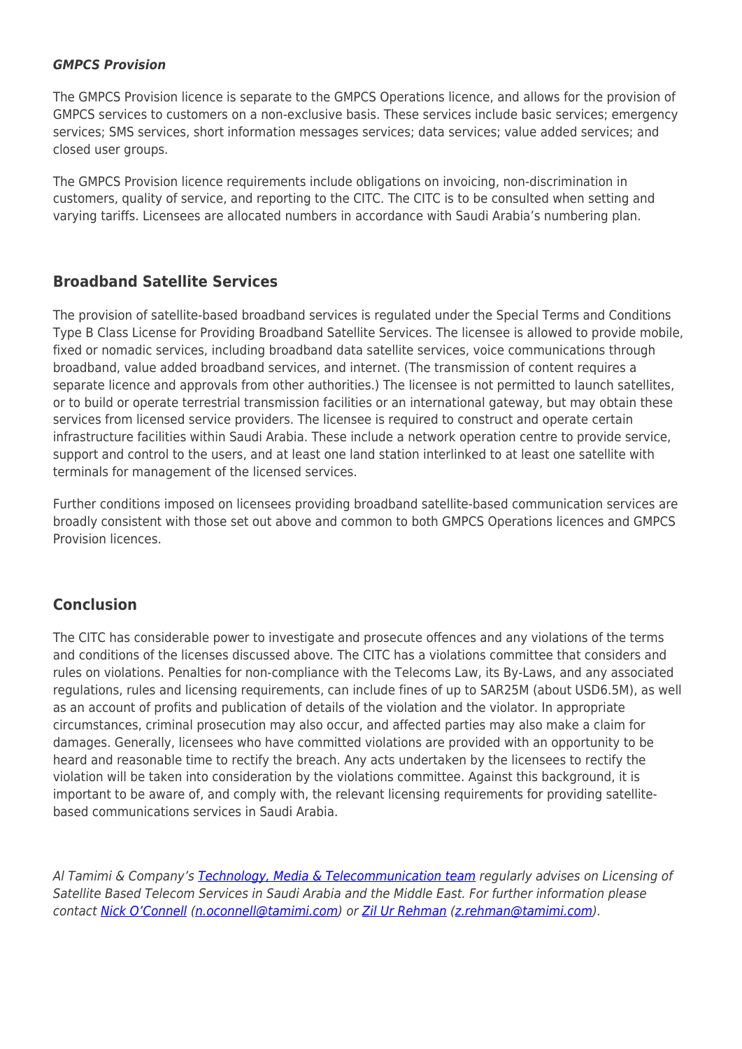#### *GMPCS Provision*

The GMPCS Provision licence is separate to the GMPCS Operations licence, and allows for the provision of GMPCS services to customers on a non-exclusive basis. These services include basic services; emergency services; SMS services, short information messages services; data services; value added services; and closed user groups.

The GMPCS Provision licence requirements include obligations on invoicing, non-discrimination in customers, quality of service, and reporting to the CITC. The CITC is to be consulted when setting and varying tariffs. Licensees are allocated numbers in accordance with Saudi Arabia's numbering plan.

## Broadband Satellite Services

The provision of satellite-based broadband services is regulated under the Special Terms and Conditions Type B Class License for Providing Broadband Satellite Services. The licensee is allowed to provide mobile, fixed or nomadic services, including broadband data satellite services, voice communications through broadband, value added broadband services, and internet. (The transmission of content requires a separate licence and approvals from other authorities.) The licensee is not permitted to launch satellites, or to build or operate terrestrial transmission facilities or an international gateway, but may obtain these services from licensed service providers. The licensee is required to construct and operate certain infrastructure facilities within Saudi Arabia. These include a network operation centre to provide service, support and control to the users, and at least one land station interlinked to at least one satellite with terminals for management of the licensed services.

Further conditions imposed on licensees providing broadband satellite-based communication services are broadly consistent with those set out above and common to both GMPCS Operations licences and GMPCS Provision licences.

## Conclusion

The CITC has considerable power to investigate and prosecute offences and any violations of the terms and conditions of the licenses discussed above. The CITC has a violations committee that considers and rules on violations. Penalties for non-compliance with the Telecoms Law, its By-Laws, and any associated regulations, rules and licensing requirements, can include fines of up to SAR25M (about USD6.5M), as well as an account of profits and publication of details of the violation and the violator. In appropriate circumstances, criminal prosecution may also occur, and affected parties may also make a claim for damages. Generally, licensees who have committed violations are provided with an opportunity to be heard and reasonable time to rectify the breach. Any acts undertaken by the licensees to rectify the violation will be taken into consideration by the violations committee. Against this background, it is important to be aware of, and comply with, the relevant licensing requirements for providing satellite-based communications services in Saudi Arabia.

*Al Tamimi & Company's Technology, Media & Telecommunication team regularly advises on Licensing of Satellite Based Telecom Services in Saudi Arabia and the Middle East. For further information please contact Nick O'Connell (n.oconnell@tamimi.com) or Zil Ur Rehman (z.rehman@tamimi.com).*